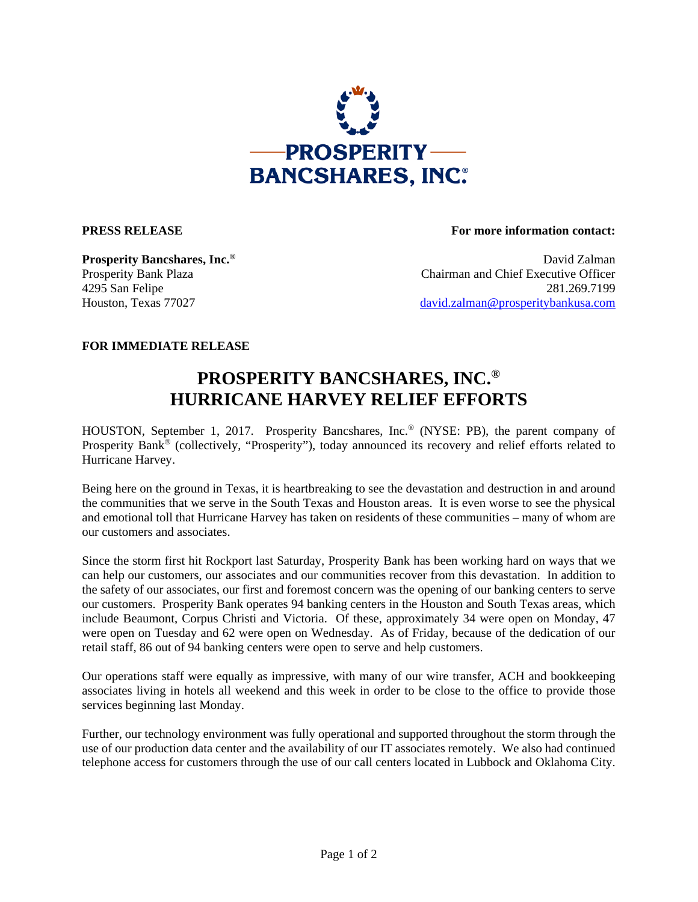**PROSPERITY BANCSHARES, INC.®**

**PRESS RELEASE**

**For more information contact:**

**Prosperity Bancshares, Inc.®**
Prosperity Bank Plaza
4295 San Felipe
Houston, Texas 77027

David Zalman
Chairman and Chief Executive Officer
281.269.7199
david.zalman@prosperitybankusa.com

**FOR IMMEDIATE RELEASE**

# PROSPERITY BANCSHARES, INC.® HURRICANE HARVEY RELIEF EFFORTS

HOUSTON, September 1, 2017. Prosperity Bancshares, Inc.® (NYSE: PB), the parent company of Prosperity Bank® (collectively, "Prosperity"), today announced its recovery and relief efforts related to Hurricane Harvey.

Being here on the ground in Texas, it is heartbreaking to see the devastation and destruction in and around the communities that we serve in the South Texas and Houston areas. It is even worse to see the physical and emotional toll that Hurricane Harvey has taken on residents of these communities – many of whom are our customers and associates.

Since the storm first hit Rockport last Saturday, Prosperity Bank has been working hard on ways that we can help our customers, our associates and our communities recover from this devastation. In addition to the safety of our associates, our first and foremost concern was the opening of our banking centers to serve our customers. Prosperity Bank operates 94 banking centers in the Houston and South Texas areas, which include Beaumont, Corpus Christi and Victoria. Of these, approximately 34 were open on Monday, 47 were open on Tuesday and 62 were open on Wednesday. As of Friday, because of the dedication of our retail staff, 86 out of 94 banking centers were open to serve and help customers.

Our operations staff were equally as impressive, with many of our wire transfer, ACH and bookkeeping associates living in hotels all weekend and this week in order to be close to the office to provide those services beginning last Monday.

Further, our technology environment was fully operational and supported throughout the storm through the use of our production data center and the availability of our IT associates remotely. We also had continued telephone access for customers through the use of our call centers located in Lubbock and Oklahoma City.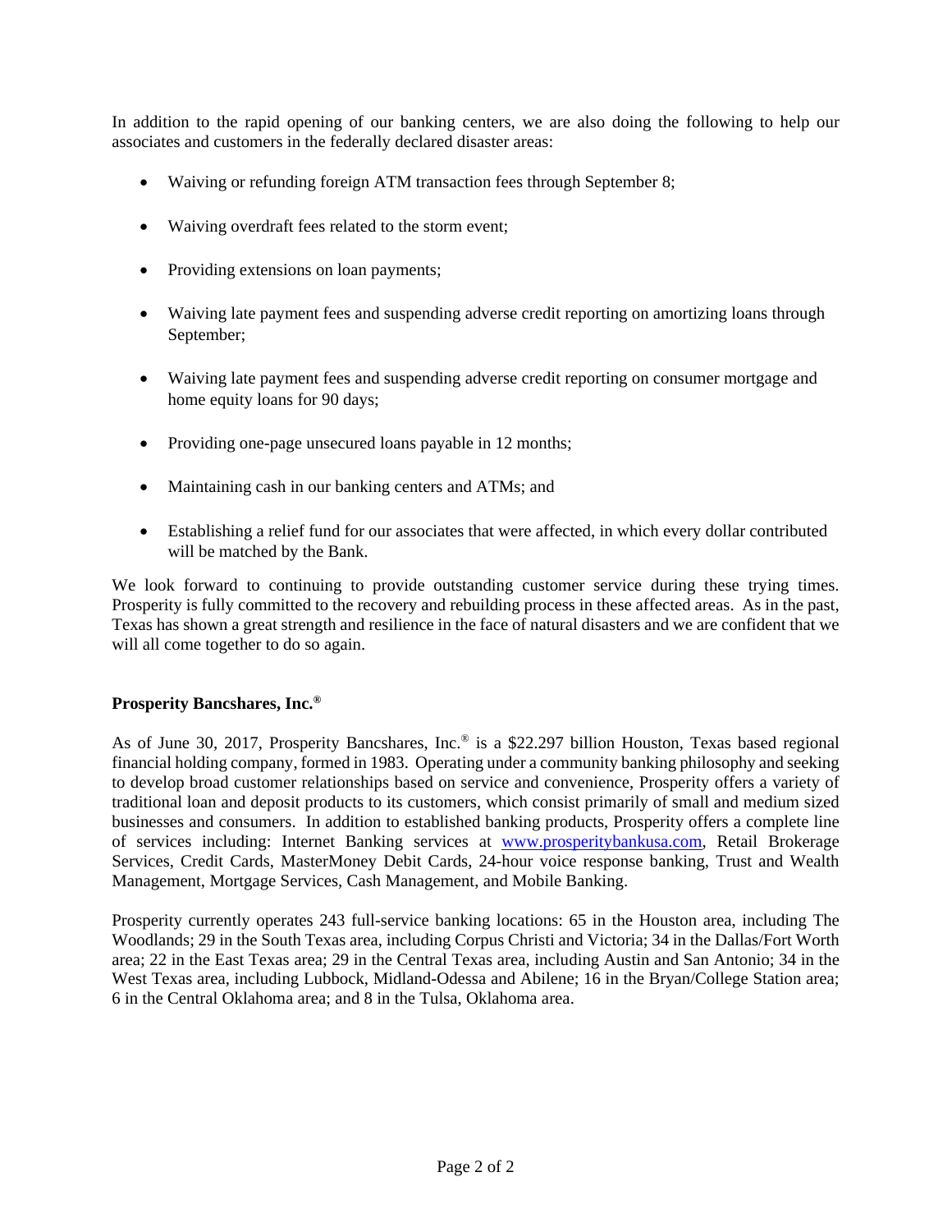In addition to the rapid opening of our banking centers, we are also doing the following to help our associates and customers in the federally declared disaster areas:

- Waiving or refunding foreign ATM transaction fees through September 8;
- Waiving overdraft fees related to the storm event;
- Providing extensions on loan payments;
- Waiving late payment fees and suspending adverse credit reporting on amortizing loans through September;
- Waiving late payment fees and suspending adverse credit reporting on consumer mortgage and home equity loans for 90 days;
- Providing one-page unsecured loans payable in 12 months;
- Maintaining cash in our banking centers and ATMs; and
- Establishing a relief fund for our associates that were affected, in which every dollar contributed will be matched by the Bank.

We look forward to continuing to provide outstanding customer service during these trying times. Prosperity is fully committed to the recovery and rebuilding process in these affected areas. As in the past, Texas has shown a great strength and resilience in the face of natural disasters and we are confident that we will all come together to do so again.

**Prosperity Bancshares, Inc.®**

As of June 30, 2017, Prosperity Bancshares, Inc.® is a $22.297 billion Houston, Texas based regional financial holding company, formed in 1983. Operating under a community banking philosophy and seeking to develop broad customer relationships based on service and convenience, Prosperity offers a variety of traditional loan and deposit products to its customers, which consist primarily of small and medium sized businesses and consumers. In addition to established banking products, Prosperity offers a complete line of services including: Internet Banking services at www.prosperitybankusa.com, Retail Brokerage Services, Credit Cards, MasterMoney Debit Cards, 24-hour voice response banking, Trust and Wealth Management, Mortgage Services, Cash Management, and Mobile Banking.

Prosperity currently operates 243 full-service banking locations: 65 in the Houston area, including The Woodlands; 29 in the South Texas area, including Corpus Christi and Victoria; 34 in the Dallas/Fort Worth area; 22 in the East Texas area; 29 in the Central Texas area, including Austin and San Antonio; 34 in the West Texas area, including Lubbock, Midland-Odessa and Abilene; 16 in the Bryan/College Station area; 6 in the Central Oklahoma area; and 8 in the Tulsa, Oklahoma area.